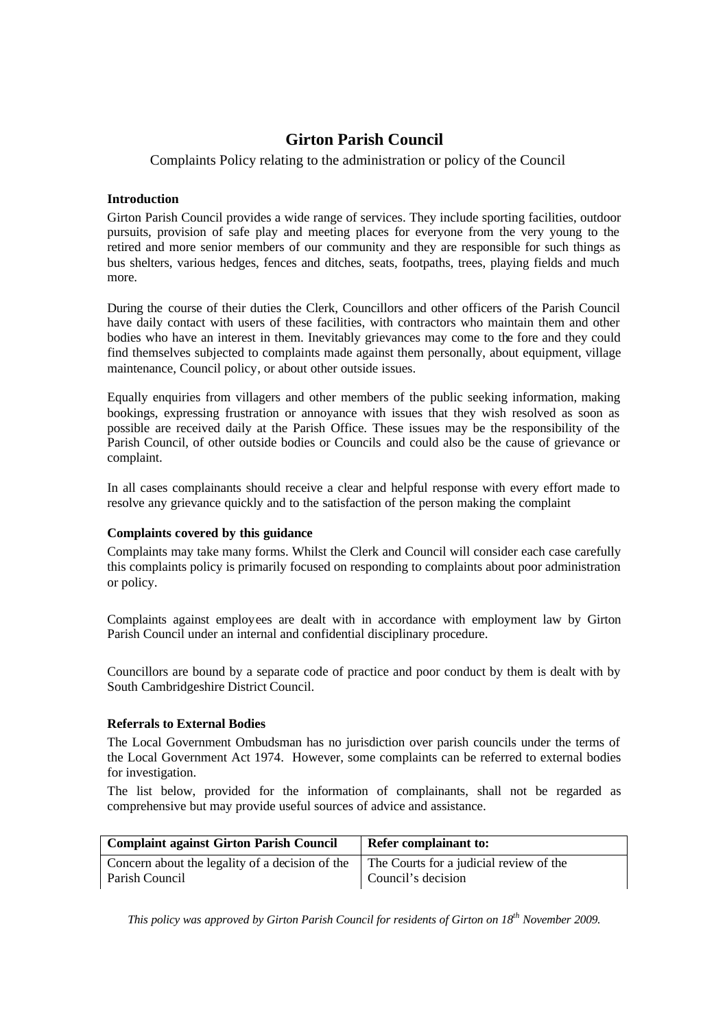# Girton Parish Council

Complaints Policy relating to the administration or policy of the Council

### Introduction

Girton Parish Council provides a wide range of services. They include sporting facilities, outdoor pursuits, provision of safe play and meeting places for everyone from the very young to the retired and more senior members of our community and they are responsible for such things as bus shelters, various hedges, fences and ditches, seats, footpaths, trees, playing fields and much more.

During the course of their duties the Clerk, Councillors and other officers of the Parish Council have daily contact with users of these facilities, with contractors who maintain them and other bodies who have an interest in them. Inevitably grievances may come to the fore and they could find themselves subjected to complaints made against them personally, about equipment, village maintenance, Council policy, or about other outside issues.

Equally enquiries from villagers and other members of the public seeking information, making bookings, expressing frustration or annoyance with issues that they wish resolved as soon as possible are received daily at the Parish Office. These issues may be the responsibility of the Parish Council, of other outside bodies or Councils and could also be the cause of grievance or complaint.

In all cases complainants should receive a clear and helpful response with every effort made to resolve any grievance quickly and to the satisfaction of the person making the complaint

### Complaints covered by this guidance

Complaints may take many forms. Whilst the Clerk and Council will consider each case carefully this complaints policy is primarily focused on responding to complaints about poor administration or policy.

Complaints against employees are dealt with in accordance with employment law by Girton Parish Council under an internal and confidential disciplinary procedure.

Councillors are bound by a separate code of practice and poor conduct by them is dealt with by South Cambridgeshire District Council.

### Referrals to External Bodies

The Local Government Ombudsman has no jurisdiction over parish councils under the terms of the Local Government Act 1974. However, some complaints can be referred to external bodies for investigation.

The list below, provided for the information of complainants, shall not be regarded as comprehensive but may provide useful sources of advice and assistance.

| Complaint against Girton Parish Council | Refer complainant to: |
|---|---|
| Concern about the legality of a decision of the Parish Council | The Courts for a judicial review of the Council's decision |

*This policy was approved by Girton Parish Council for residents of Girton on 18th November 2009.*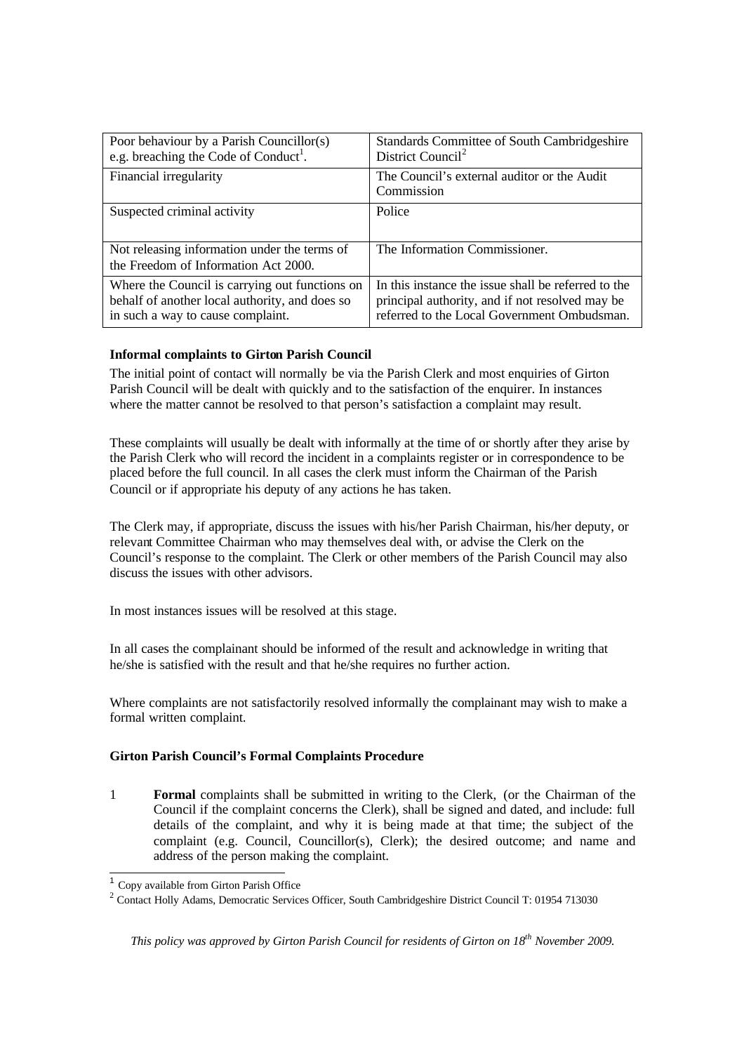| Poor behaviour by a Parish Councillor(s) e.g. breaching the Code of Conduct[1]. | Standards Committee of South Cambridgeshire District Council[2] |
|---|---|
| Financial irregularity | The Council's external auditor or the Audit Commission |
| Suspected criminal activity | Police |
| Not releasing information under the terms of the Freedom of Information Act 2000. | The Information Commissioner. |
| Where the Council is carrying out functions on behalf of another local authority, and does so in such a way to cause complaint. | In this instance the issue shall be referred to the principal authority, and if not resolved may be referred to the Local Government Ombudsman. |

**Informal complaints to Girton Parish Council**

The initial point of contact will normally be via the Parish Clerk and most enquiries of Girton Parish Council will be dealt with quickly and to the satisfaction of the enquirer. In instances where the matter cannot be resolved to that person's satisfaction a complaint may result.

These complaints will usually be dealt with informally at the time of or shortly after they arise by the Parish Clerk who will record the incident in a complaints register or in correspondence to be placed before the full council. In all cases the clerk must inform the Chairman of the Parish Council or if appropriate his deputy of any actions he has taken.

The Clerk may, if appropriate, discuss the issues with his/her Parish Chairman, his/her deputy, or relevant Committee Chairman who may themselves deal with, or advise the Clerk on the Council's response to the complaint. The Clerk or other members of the Parish Council may also discuss the issues with other advisors.

In most instances issues will be resolved at this stage.

In all cases the complainant should be informed of the result and acknowledge in writing that he/she is satisfied with the result and that he/she requires no further action.

Where complaints are not satisfactorily resolved informally the complainant may wish to make a formal written complaint.

**Girton Parish Council's Formal Complaints Procedure**

1 **Formal** complaints shall be submitted in writing to the Clerk, (or the Chairman of the Council if the complaint concerns the Clerk), shall be signed and dated, and include: full details of the complaint, and why it is being made at that time; the subject of the complaint (e.g. Council, Councillor(s), Clerk); the desired outcome; and name and address of the person making the complaint.

[1] Copy available from Girton Parish Office

[2] Contact Holly Adams, Democratic Services Officer, South Cambridgeshire District Council T: 01954 713030

*This policy was approved by Girton Parish Council for residents of Girton on 18th November 2009.*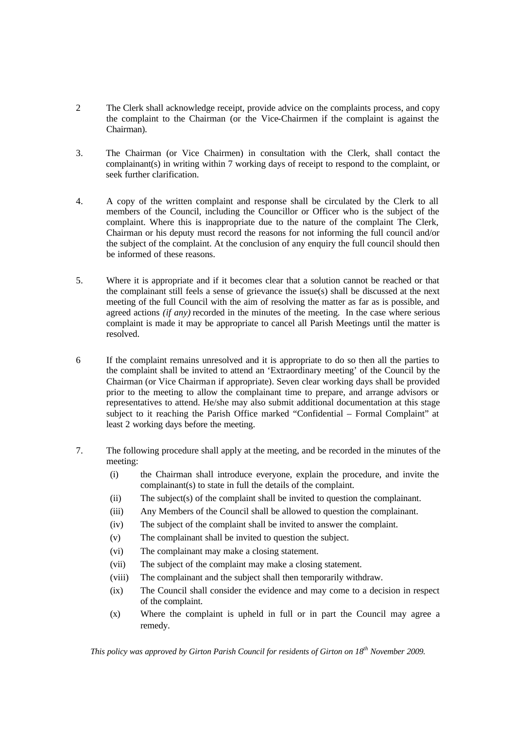2. The Clerk shall acknowledge receipt, provide advice on the complaints process, and copy the complaint to the Chairman (or the Vice-Chairmen if the complaint is against the Chairman).

3. The Chairman (or Vice Chairmen) in consultation with the Clerk, shall contact the complainant(s) in writing within 7 working days of receipt to respond to the complaint, or seek further clarification.

4. A copy of the written complaint and response shall be circulated by the Clerk to all members of the Council, including the Councillor or Officer who is the subject of the complaint. Where this is inappropriate due to the nature of the complaint The Clerk, Chairman or his deputy must record the reasons for not informing the full council and/or the subject of the complaint. At the conclusion of any enquiry the full council should then be informed of these reasons.

5. Where it is appropriate and if it becomes clear that a solution cannot be reached or that the complainant still feels a sense of grievance the issue(s) shall be discussed at the next meeting of the full Council with the aim of resolving the matter as far as is possible, and agreed actions *(if any)* recorded in the minutes of the meeting. In the case where serious complaint is made it may be appropriate to cancel all Parish Meetings until the matter is resolved.

6. If the complaint remains unresolved and it is appropriate to do so then all the parties to the complaint shall be invited to attend an 'Extraordinary meeting' of the Council by the Chairman (or Vice Chairman if appropriate). Seven clear working days shall be provided prior to the meeting to allow the complainant time to prepare, and arrange advisors or representatives to attend. He/she may also submit additional documentation at this stage subject to it reaching the Parish Office marked "Confidential – Formal Complaint" at least 2 working days before the meeting.

7. The following procedure shall apply at the meeting, and be recorded in the minutes of the meeting:
   - (i) the Chairman shall introduce everyone, explain the procedure, and invite the complainant(s) to state in full the details of the complaint.
   - (ii) The subject(s) of the complaint shall be invited to question the complainant.
   - (iii) Any Members of the Council shall be allowed to question the complainant.
   - (iv) The subject of the complaint shall be invited to answer the complaint.
   - (v) The complainant shall be invited to question the subject.
   - (vi) The complainant may make a closing statement.
   - (vii) The subject of the complaint may make a closing statement.
   - (viii) The complainant and the subject shall then temporarily withdraw.
   - (ix) The Council shall consider the evidence and may come to a decision in respect of the complaint.
   - (x) Where the complaint is upheld in full or in part the Council may agree a remedy.

*This policy was approved by Girton Parish Council for residents of Girton on 18th November 2009.*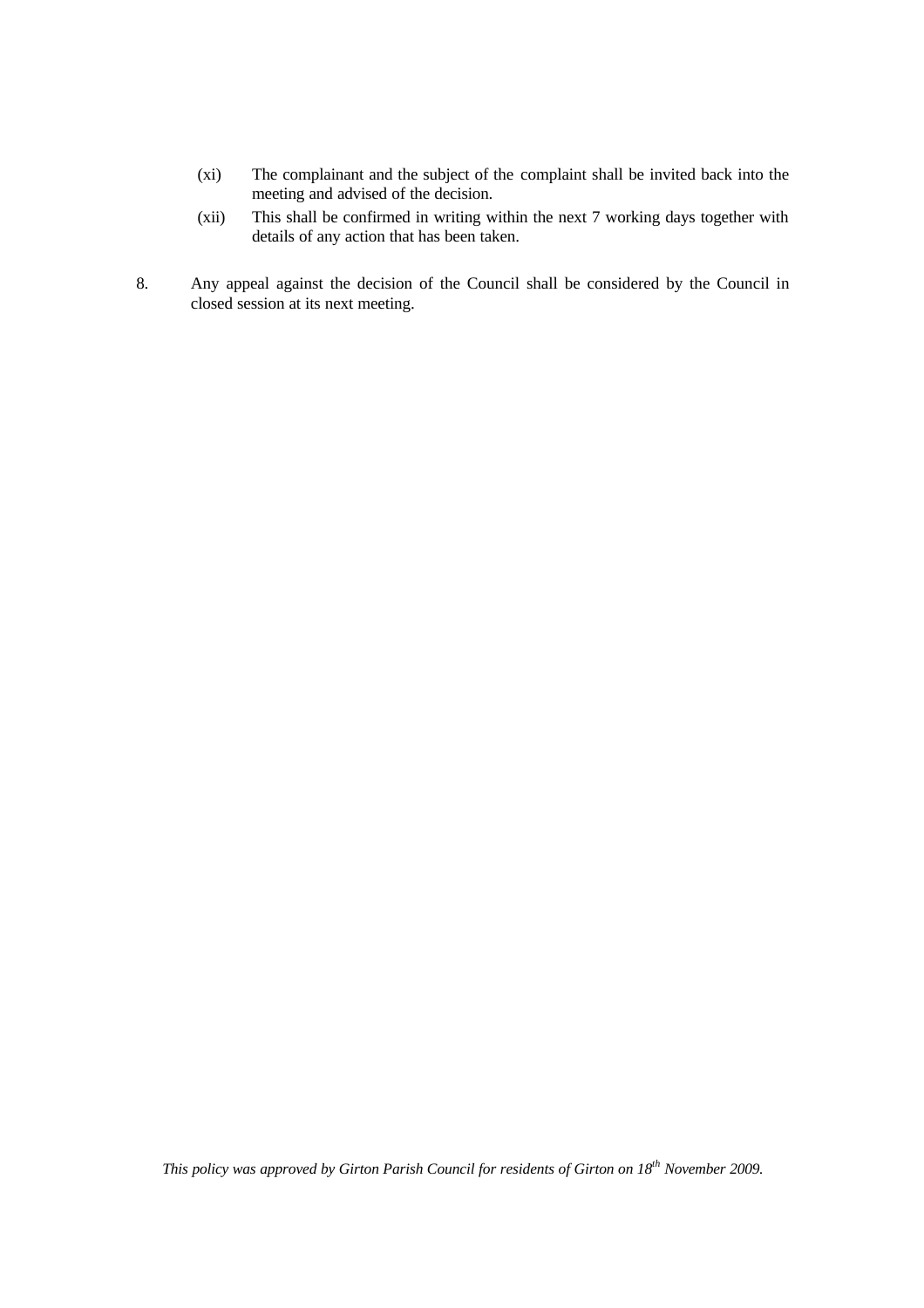(xi) The complainant and the subject of the complaint shall be invited back into the meeting and advised of the decision.

(xii) This shall be confirmed in writing within the next 7 working days together with details of any action that has been taken.

8. Any appeal against the decision of the Council shall be considered by the Council in closed session at its next meeting.

*This policy was approved by Girton Parish Council for residents of Girton on 18th November 2009.*